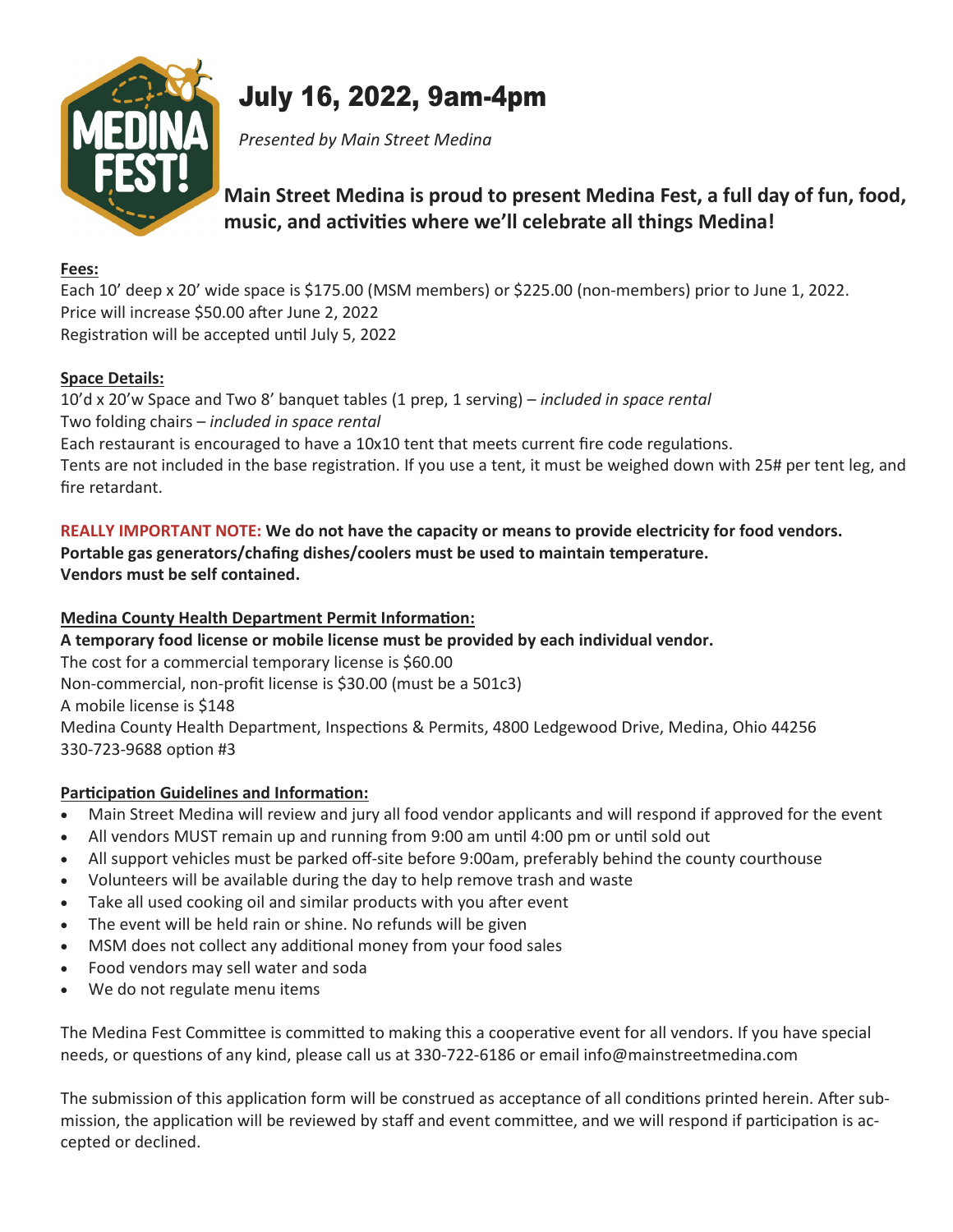# July 16, 2022, 9am-4pm

*Presented by Main Street Medina*

**Main Street Medina is proud to present Medina Fest, a full day of fun, food, music, and activities where we'll celebrate all things Medina!**

**Fees:**

Each 10' deep x 20' wide space is $175.00 (MSM members) or $225.00 (non-members) prior to June 1, 2022.
Price will increase $50.00 after June 2, 2022
Registration will be accepted until July 5, 2022

**Space Details:**

10'd x 20'w Space and Two 8' banquet tables (1 prep, 1 serving) – *included in space rental*
Two folding chairs – *included in space rental*
Each restaurant is encouraged to have a 10x10 tent that meets current fire code regulations.
Tents are not included in the base registration. If you use a tent, it must be weighed down with 25# per tent leg, and fire retardant.

**REALLY IMPORTANT NOTE: We do not have the capacity or means to provide electricity for food vendors. Portable gas generators/chafing dishes/coolers must be used to maintain temperature. Vendors must be self contained.**

**Medina County Health Department Permit Information:**

**A temporary food license or mobile license must be provided by each individual vendor.**
The cost for a commercial temporary license is $60.00
Non-commercial, non-profit license is $30.00 (must be a 501c3)
A mobile license is $148
Medina County Health Department, Inspections & Permits, 4800 Ledgewood Drive, Medina, Ohio 44256
330-723-9688 option #3

**Participation Guidelines and Information:**

- Main Street Medina will review and jury all food vendor applicants and will respond if approved for the event
- All vendors MUST remain up and running from 9:00 am until 4:00 pm or until sold out
- All support vehicles must be parked off-site before 9:00am, preferably behind the county courthouse
- Volunteers will be available during the day to help remove trash and waste
- Take all used cooking oil and similar products with you after event
- The event will be held rain or shine. No refunds will be given
- MSM does not collect any additional money from your food sales
- Food vendors may sell water and soda
- We do not regulate menu items

The Medina Fest Committee is committed to making this a cooperative event for all vendors. If you have special needs, or questions of any kind, please call us at 330-722-6186 or email info@mainstreetmedina.com

The submission of this application form will be construed as acceptance of all conditions printed herein. After submission, the application will be reviewed by staff and event committee, and we will respond if participation is accepted or declined.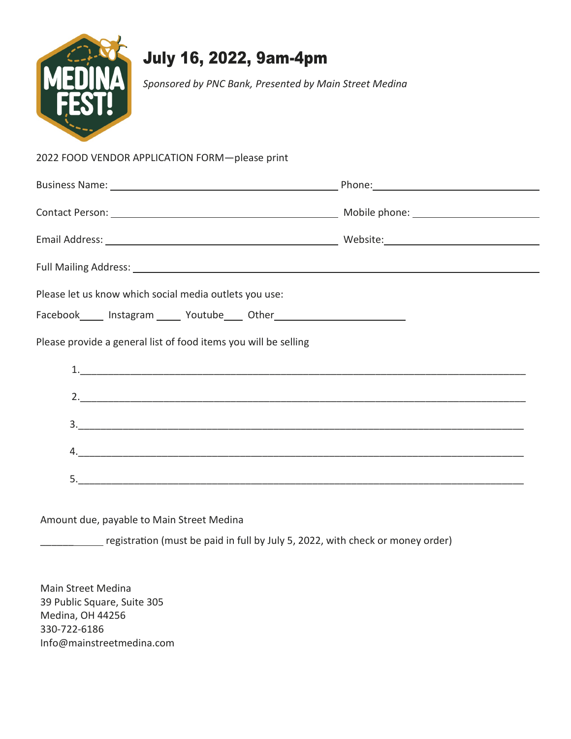# July 16, 2022, 9am-4pm

*Sponsored by PNC Bank, Presented by Main Street Medina*

2022 FOOD VENDOR APPLICATION FORM—please print

Business Name: ________________________________ Phone: ____________________

Contact Person: ________________________________ Mobile phone: ____________________

Email Address: ________________________________ Website: ____________________

Full Mailing Address: ________________________________________________________________

Please let us know which social media outlets you use:

Facebook_____ Instagram _____ Youtube____ Other________________________

Please provide a general list of food items you will be selling

1. ____________________________________________________________________________
2. ____________________________________________________________________________
3. ____________________________________________________________________________
4. ____________________________________________________________________________
5. ____________________________________________________________________________

Amount due, payable to Main Street Medina

___________ registration (must be paid in full by July 5, 2022, with check or money order)

Main Street Medina
39 Public Square, Suite 305
Medina, OH 44256
330-722-6186
Info@mainstreetmedina.com